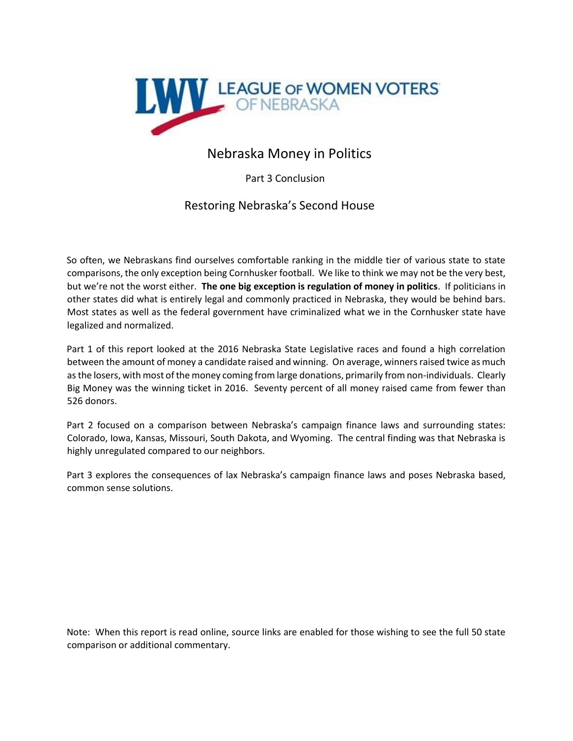LEAGUE OF WOMEN VOTERS OF NEBRASKA

# Nebraska Money in Politics

## Part 3 Conclusion

## Restoring Nebraska's Second House

So often, we Nebraskans find ourselves comfortable ranking in the middle tier of various state to state comparisons, the only exception being Cornhusker football. We like to think we may not be the very best, but we're not the worst either. **The one big exception is regulation of money in politics**. If politicians in other states did what is entirely legal and commonly practiced in Nebraska, they would be behind bars. Most states as well as the federal government have criminalized what we in the Cornhusker state have legalized and normalized.

Part 1 of this report looked at the 2016 Nebraska State Legislative races and found a high correlation between the amount of money a candidate raised and winning. On average, winners raised twice as much as the losers, with most of the money coming from large donations, primarily from non-individuals. Clearly Big Money was the winning ticket in 2016. Seventy percent of all money raised came from fewer than 526 donors.

Part 2 focused on a comparison between Nebraska's campaign finance laws and surrounding states: Colorado, Iowa, Kansas, Missouri, South Dakota, and Wyoming. The central finding was that Nebraska is highly unregulated compared to our neighbors.

Part 3 explores the consequences of lax Nebraska's campaign finance laws and poses Nebraska based, common sense solutions.

Note: When this report is read online, source links are enabled for those wishing to see the full 50 state comparison or additional commentary.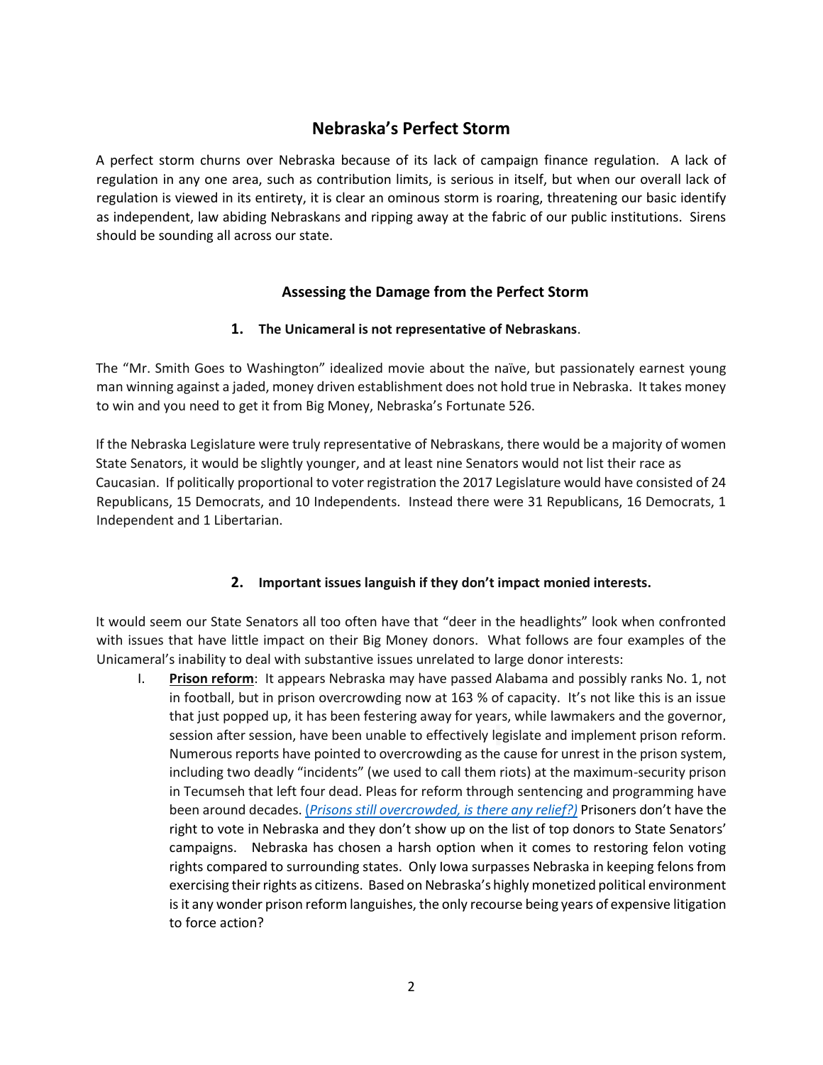# Nebraska's Perfect Storm

A perfect storm churns over Nebraska because of its lack of campaign finance regulation. A lack of regulation in any one area, such as contribution limits, is serious in itself, but when our overall lack of regulation is viewed in its entirety, it is clear an ominous storm is roaring, threatening our basic identify as independent, law abiding Nebraskans and ripping away at the fabric of our public institutions. Sirens should be sounding all across our state.

## Assessing the Damage from the Perfect Storm

### 1. The Unicameral is not representative of Nebraskans.

The "Mr. Smith Goes to Washington" idealized movie about the naïve, but passionately earnest young man winning against a jaded, money driven establishment does not hold true in Nebraska. It takes money to win and you need to get it from Big Money, Nebraska's Fortunate 526.

If the Nebraska Legislature were truly representative of Nebraskans, there would be a majority of women State Senators, it would be slightly younger, and at least nine Senators would not list their race as Caucasian. If politically proportional to voter registration the 2017 Legislature would have consisted of 24 Republicans, 15 Democrats, and 10 Independents. Instead there were 31 Republicans, 16 Democrats, 1 Independent and 1 Libertarian.

### 2. Important issues languish if they don't impact monied interests.

It would seem our State Senators all too often have that "deer in the headlights" look when confronted with issues that have little impact on their Big Money donors. What follows are four examples of the Unicameral's inability to deal with substantive issues unrelated to large donor interests:

I. **Prison reform**: It appears Nebraska may have passed Alabama and possibly ranks No. 1, not in football, but in prison overcrowding now at 163 % of capacity. It's not like this is an issue that just popped up, it has been festering away for years, while lawmakers and the governor, session after session, have been unable to effectively legislate and implement prison reform. Numerous reports have pointed to overcrowding as the cause for unrest in the prison system, including two deadly "incidents" (we used to call them riots) at the maximum-security prison in Tecumseh that left four dead. Pleas for reform through sentencing and programming have been around decades. (*Prisons still overcrowded, is there any relief?)* Prisoners don't have the right to vote in Nebraska and they don't show up on the list of top donors to State Senators' campaigns. Nebraska has chosen a harsh option when it comes to restoring felon voting rights compared to surrounding states. Only Iowa surpasses Nebraska in keeping felons from exercising their rights as citizens. Based on Nebraska's highly monetized political environment is it any wonder prison reform languishes, the only recourse being years of expensive litigation to force action?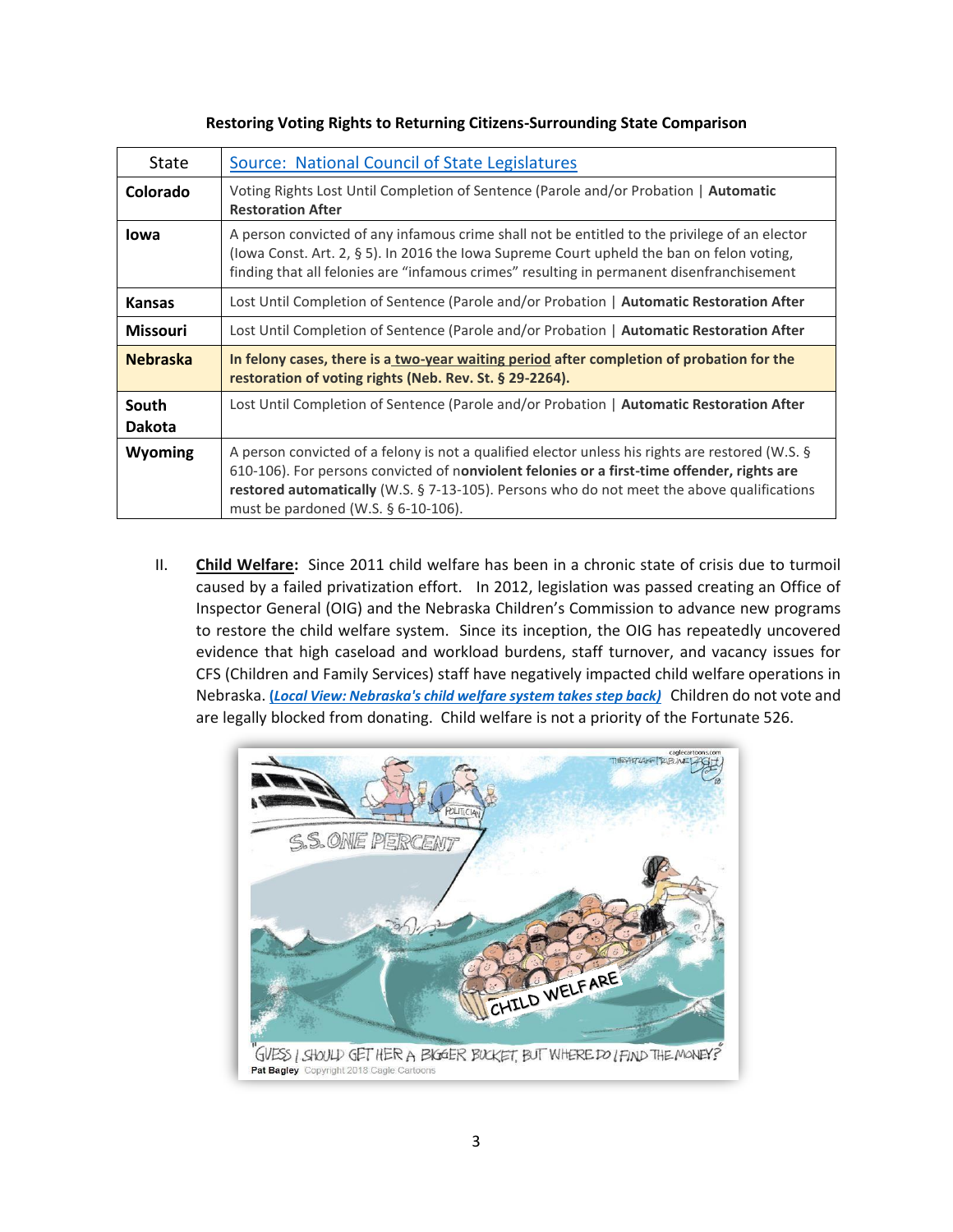**Restoring Voting Rights to Returning Citizens-Surrounding State Comparison**

| State | Source: National Council of State Legislatures |
|---|---|
| **Colorado** | Voting Rights Lost Until Completion of Sentence (Parole and/or Probation \| **Automatic Restoration After** |
| **Iowa** | A person convicted of any infamous crime shall not be entitled to the privilege of an elector (Iowa Const. Art. 2, § 5). In 2016 the Iowa Supreme Court upheld the ban on felon voting, finding that all felonies are "infamous crimes" resulting in permanent disenfranchisement |
| **Kansas** | Lost Until Completion of Sentence (Parole and/or Probation \| **Automatic Restoration After** |
| **Missouri** | Lost Until Completion of Sentence (Parole and/or Probation \| **Automatic Restoration After** |
| **Nebraska** | **In felony cases, there is a two-year waiting period after completion of probation for the restoration of voting rights (Neb. Rev. St. § 29-2264).** |
| **South Dakota** | Lost Until Completion of Sentence (Parole and/or Probation \| **Automatic Restoration After** |
| **Wyoming** | A person convicted of a felony is not a qualified elector unless his rights are restored (W.S. § 610-106). For persons convicted of n**onviolent felonies or a first-time offender, rights are restored automatically** (W.S. § 7-13-105). Persons who do not meet the above qualifications must be pardoned (W.S. § 6-10-106). |

II. **Child Welfare:** Since 2011 child welfare has been in a chronic state of crisis due to turmoil caused by a failed privatization effort. In 2012, legislation was passed creating an Office of Inspector General (OIG) and the Nebraska Children's Commission to advance new programs to restore the child welfare system. Since its inception, the OIG has repeatedly uncovered evidence that high caseload and workload burdens, staff turnover, and vacancy issues for CFS (Children and Family Services) staff have negatively impacted child welfare operations in Nebraska. ***(Local View: Nebraska's child welfare system takes step back)*** Children do not vote and are legally blocked from donating. Child welfare is not a priority of the Fortunate 526.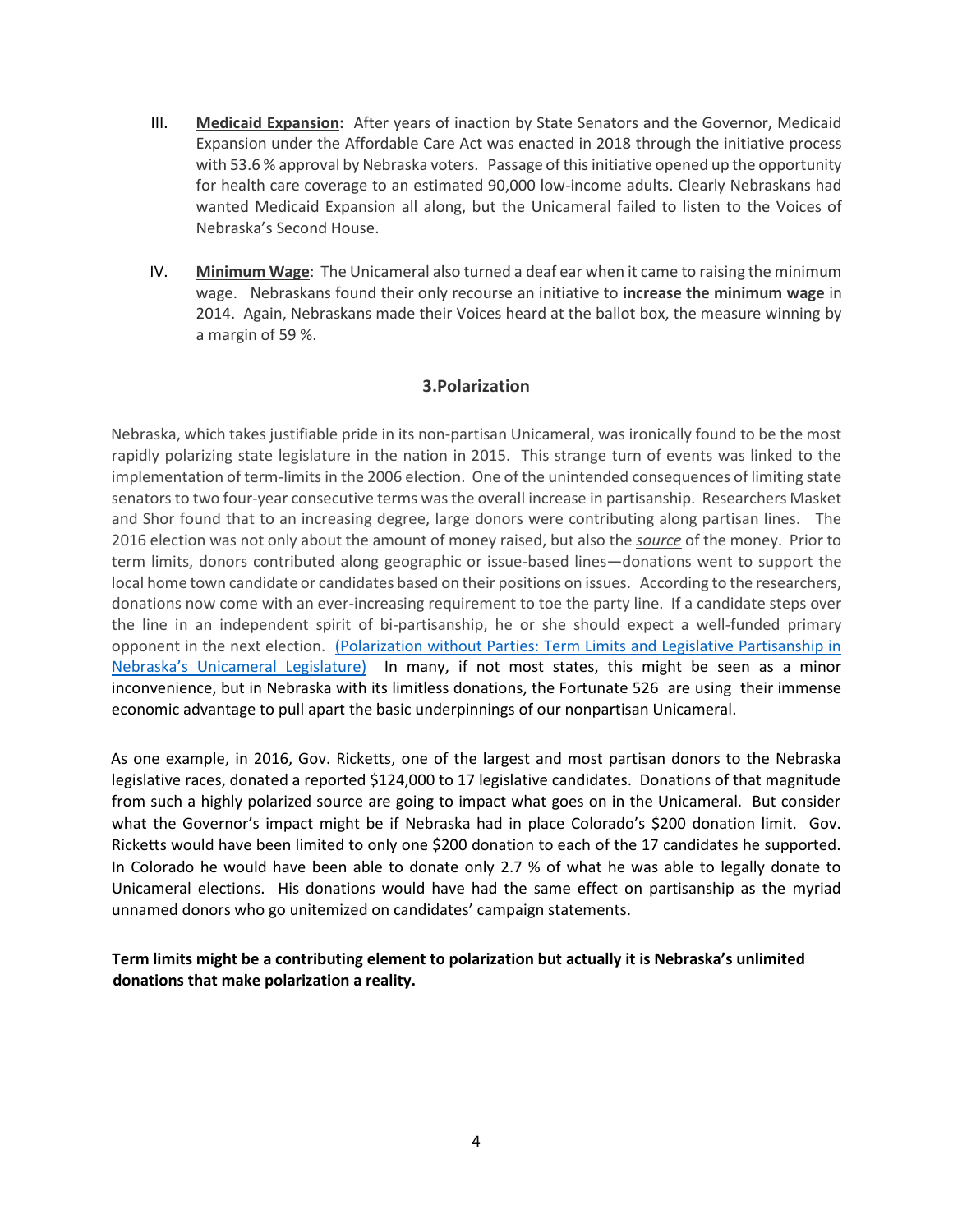III. **<u>Medicaid Expansion</u>:** After years of inaction by State Senators and the Governor, Medicaid Expansion under the Affordable Care Act was enacted in 2018 through the initiative process with 53.6 % approval by Nebraska voters. Passage of this initiative opened up the opportunity for health care coverage to an estimated 90,000 low-income adults. Clearly Nebraskans had wanted Medicaid Expansion all along, but the Unicameral failed to listen to the Voices of Nebraska's Second House.

IV. **<u>Minimum Wage</u>**: The Unicameral also turned a deaf ear when it came to raising the minimum wage. Nebraskans found their only recourse an initiative to **increase the minimum wage** in 2014. Again, Nebraskans made their Voices heard at the ballot box, the measure winning by a margin of 59 %.

## 3.Polarization

Nebraska, which takes justifiable pride in its non-partisan Unicameral, was ironically found to be the most rapidly polarizing state legislature in the nation in 2015. This strange turn of events was linked to the implementation of term-limits in the 2006 election. One of the unintended consequences of limiting state senators to two four-year consecutive terms was the overall increase in partisanship. Researchers Masket and Shor found that to an increasing degree, large donors were contributing along partisan lines. The 2016 election was not only about the amount of money raised, but also the ***<u>source</u>*** of the money. Prior to term limits, donors contributed along geographic or issue-based lines—donations went to support the local home town candidate or candidates based on their positions on issues. According to the researchers, donations now come with an ever-increasing requirement to toe the party line. If a candidate steps over the line in an independent spirit of bi-partisanship, he or she should expect a well-funded primary opponent in the next election. (Polarization without Parties: Term Limits and Legislative Partisanship in Nebraska's Unicameral Legislature) In many, if not most states, this might be seen as a minor inconvenience, but in Nebraska with its limitless donations, the Fortunate 526 are using their immense economic advantage to pull apart the basic underpinnings of our nonpartisan Unicameral.

As one example, in 2016, Gov. Ricketts, one of the largest and most partisan donors to the Nebraska legislative races, donated a reported $124,000 to 17 legislative candidates. Donations of that magnitude from such a highly polarized source are going to impact what goes on in the Unicameral. But consider what the Governor's impact might be if Nebraska had in place Colorado's $200 donation limit. Gov. Ricketts would have been limited to only one $200 donation to each of the 17 candidates he supported. In Colorado he would have been able to donate only 2.7 % of what he was able to legally donate to Unicameral elections. His donations would have had the same effect on partisanship as the myriad unnamed donors who go unitemized on candidates' campaign statements.

**Term limits might be a contributing element to polarization but actually it is Nebraska's unlimited donations that make polarization a reality.**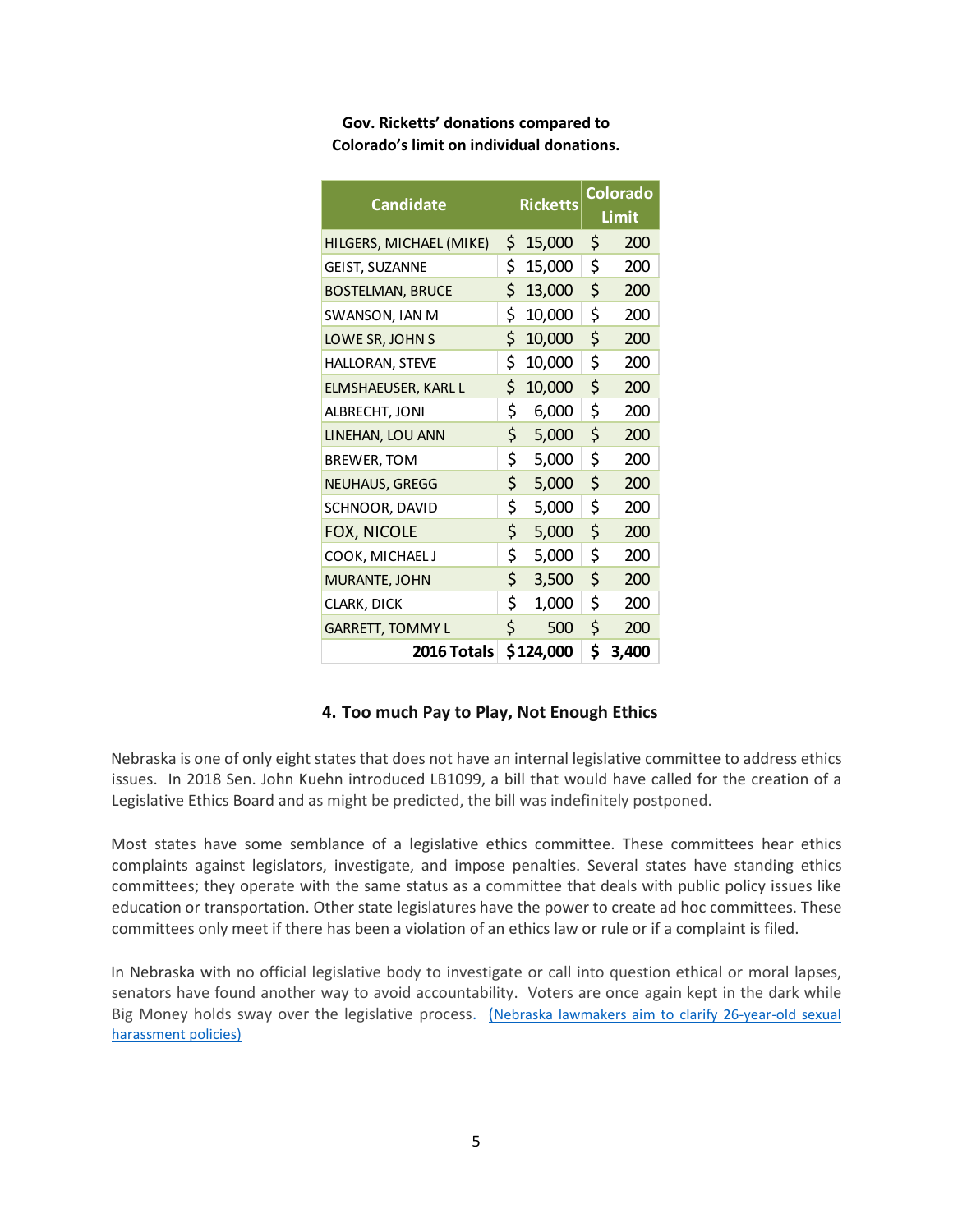**Gov. Ricketts' donations compared to Colorado's limit on individual donations.**

| Candidate | Ricketts | Colorado Limit |
|---|---|---|
| HILGERS, MICHAEL (MIKE) | $ 15,000 | $ 200 |
| GEIST, SUZANNE | $ 15,000 | $ 200 |
| BOSTELMAN, BRUCE | $ 13,000 | $ 200 |
| SWANSON, IAN M | $ 10,000 | $ 200 |
| LOWE SR, JOHN S | $ 10,000 | $ 200 |
| HALLORAN, STEVE | $ 10,000 | $ 200 |
| ELMSHAEUSER, KARL L | $ 10,000 | $ 200 |
| ALBRECHT, JONI | $ 6,000 | $ 200 |
| LINEHAN, LOU ANN | $ 5,000 | $ 200 |
| BREWER, TOM | $ 5,000 | $ 200 |
| NEUHAUS, GREGG | $ 5,000 | $ 200 |
| SCHNOOR, DAVID | $ 5,000 | $ 200 |
| FOX, NICOLE | $ 5,000 | $ 200 |
| COOK, MICHAEL J | $ 5,000 | $ 200 |
| MURANTE, JOHN | $ 3,500 | $ 200 |
| CLARK, DICK | $ 1,000 | $ 200 |
| GARRETT, TOMMY L | $ 500 | $ 200 |
| **2016 Totals** | **$ 124,000** | **$ 3,400** |

### 4. Too much Pay to Play, Not Enough Ethics

Nebraska is one of only eight states that does not have an internal legislative committee to address ethics issues. In 2018 Sen. John Kuehn introduced LB1099, a bill that would have called for the creation of a Legislative Ethics Board and as might be predicted, the bill was indefinitely postponed.

Most states have some semblance of a legislative ethics committee. These committees hear ethics complaints against legislators, investigate, and impose penalties. Several states have standing ethics committees; they operate with the same status as a committee that deals with public policy issues like education or transportation. Other state legislatures have the power to create ad hoc committees. These committees only meet if there has been a violation of an ethics law or rule or if a complaint is filed.

In Nebraska with no official legislative body to investigate or call into question ethical or moral lapses, senators have found another way to avoid accountability. Voters are once again kept in the dark while Big Money holds sway over the legislative process. (Nebraska lawmakers aim to clarify 26-year-old sexual harassment policies)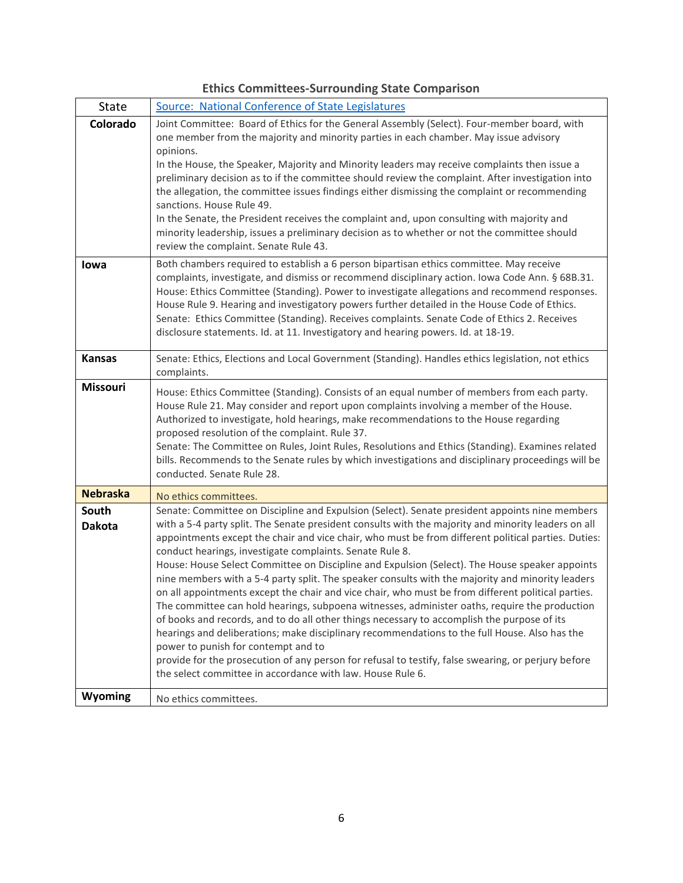**Ethics Committees-Surrounding State Comparison**

| State | [Source: National Conference of State Legislatures]() |
|---|---|
| **Colorado** | Joint Committee: Board of Ethics for the General Assembly (Select). Four-member board, with one member from the majority and minority parties in each chamber. May issue advisory opinions.<br>In the House, the Speaker, Majority and Minority leaders may receive complaints then issue a preliminary decision as to if the committee should review the complaint. After investigation into the allegation, the committee issues findings either dismissing the complaint or recommending sanctions. House Rule 49.<br>In the Senate, the President receives the complaint and, upon consulting with majority and minority leadership, issues a preliminary decision as to whether or not the committee should review the complaint. Senate Rule 43. |
| **Iowa** | Both chambers required to establish a 6 person bipartisan ethics committee. May receive complaints, investigate, and dismiss or recommend disciplinary action. Iowa Code Ann. § 68B.31.<br>House: Ethics Committee (Standing). Power to investigate allegations and recommend responses. House Rule 9. Hearing and investigatory powers further detailed in the House Code of Ethics.<br>Senate: Ethics Committee (Standing). Receives complaints. Senate Code of Ethics 2. Receives disclosure statements. Id. at 11. Investigatory and hearing powers. Id. at 18-19. |
| **Kansas** | Senate: Ethics, Elections and Local Government (Standing). Handles ethics legislation, not ethics complaints. |
| **Missouri** | House: Ethics Committee (Standing). Consists of an equal number of members from each party. House Rule 21. May consider and report upon complaints involving a member of the House. Authorized to investigate, hold hearings, make recommendations to the House regarding proposed resolution of the complaint. Rule 37.<br>Senate: The Committee on Rules, Joint Rules, Resolutions and Ethics (Standing). Examines related bills. Recommends to the Senate rules by which investigations and disciplinary proceedings will be conducted. Senate Rule 28. |
| **Nebraska** | No ethics committees. |
| **South Dakota** | Senate: Committee on Discipline and Expulsion (Select). Senate president appoints nine members with a 5-4 party split. The Senate president consults with the majority and minority leaders on all appointments except the chair and vice chair, who must be from different political parties. Duties: conduct hearings, investigate complaints. Senate Rule 8.<br>House: House Select Committee on Discipline and Expulsion (Select). The House speaker appoints nine members with a 5-4 party split. The speaker consults with the majority and minority leaders on all appointments except the chair and vice chair, who must be from different political parties. The committee can hold hearings, subpoena witnesses, administer oaths, require the production of books and records, and to do all other things necessary to accomplish the purpose of its hearings and deliberations; make disciplinary recommendations to the full House. Also has the power to punish for contempt and to<br>provide for the prosecution of any person for refusal to testify, false swearing, or perjury before the select committee in accordance with law. House Rule 6. |
| **Wyoming** | No ethics committees. |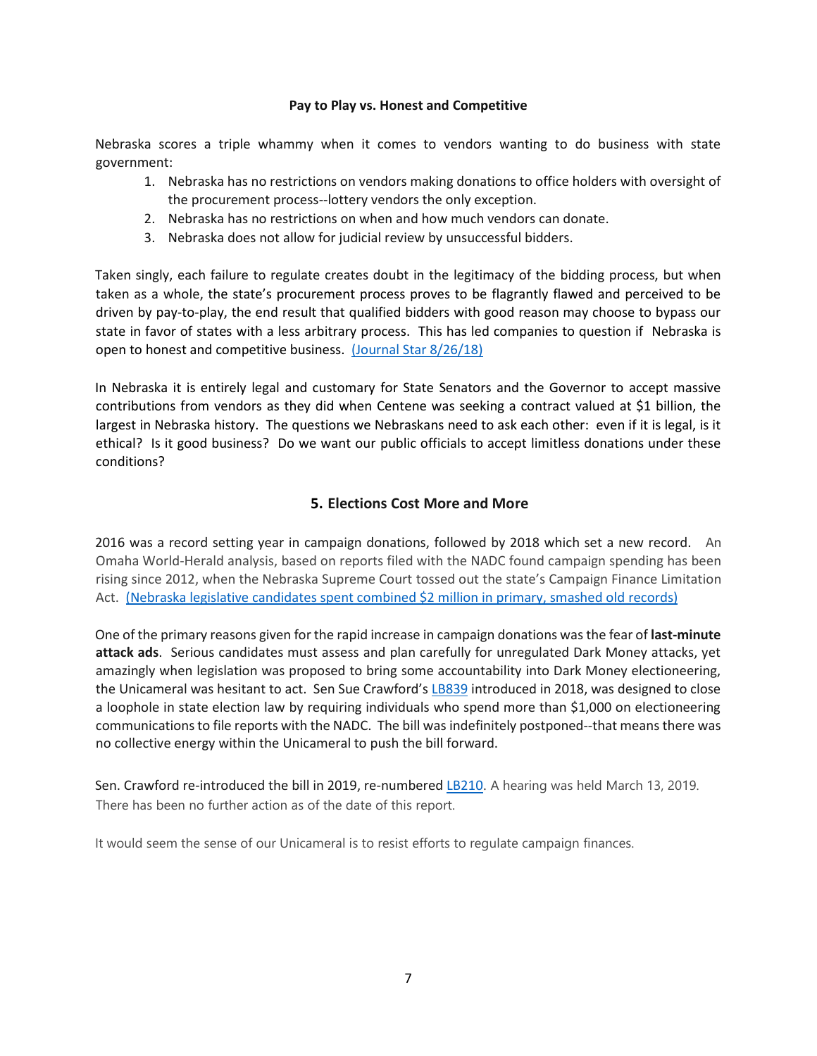**Pay to Play vs. Honest and Competitive**

Nebraska scores a triple whammy when it comes to vendors wanting to do business with state government:

1. Nebraska has no restrictions on vendors making donations to office holders with oversight of the procurement process--lottery vendors the only exception.
2. Nebraska has no restrictions on when and how much vendors can donate.
3. Nebraska does not allow for judicial review by unsuccessful bidders.

Taken singly, each failure to regulate creates doubt in the legitimacy of the bidding process, but when taken as a whole, the state's procurement process proves to be flagrantly flawed and perceived to be driven by pay-to-play, the end result that qualified bidders with good reason may choose to bypass our state in favor of states with a less arbitrary process. This has led companies to question if Nebraska is open to honest and competitive business. (Journal Star 8/26/18)

In Nebraska it is entirely legal and customary for State Senators and the Governor to accept massive contributions from vendors as they did when Centene was seeking a contract valued at $1 billion, the largest in Nebraska history. The questions we Nebraskans need to ask each other: even if it is legal, is it ethical? Is it good business? Do we want our public officials to accept limitless donations under these conditions?

## 5. Elections Cost More and More

2016 was a record setting year in campaign donations, followed by 2018 which set a new record. An Omaha World-Herald analysis, based on reports filed with the NADC found campaign spending has been rising since 2012, when the Nebraska Supreme Court tossed out the state's Campaign Finance Limitation Act. (Nebraska legislative candidates spent combined $2 million in primary, smashed old records)

One of the primary reasons given for the rapid increase in campaign donations was the fear of **last-minute attack ads**. Serious candidates must assess and plan carefully for unregulated Dark Money attacks, yet amazingly when legislation was proposed to bring some accountability into Dark Money electioneering, the Unicameral was hesitant to act. Sen Sue Crawford's LB839 introduced in 2018, was designed to close a loophole in state election law by requiring individuals who spend more than $1,000 on electioneering communications to file reports with the NADC. The bill was indefinitely postponed--that means there was no collective energy within the Unicameral to push the bill forward.

Sen. Crawford re-introduced the bill in 2019, re-numbered LB210. A hearing was held March 13, 2019. There has been no further action as of the date of this report.

It would seem the sense of our Unicameral is to resist efforts to regulate campaign finances.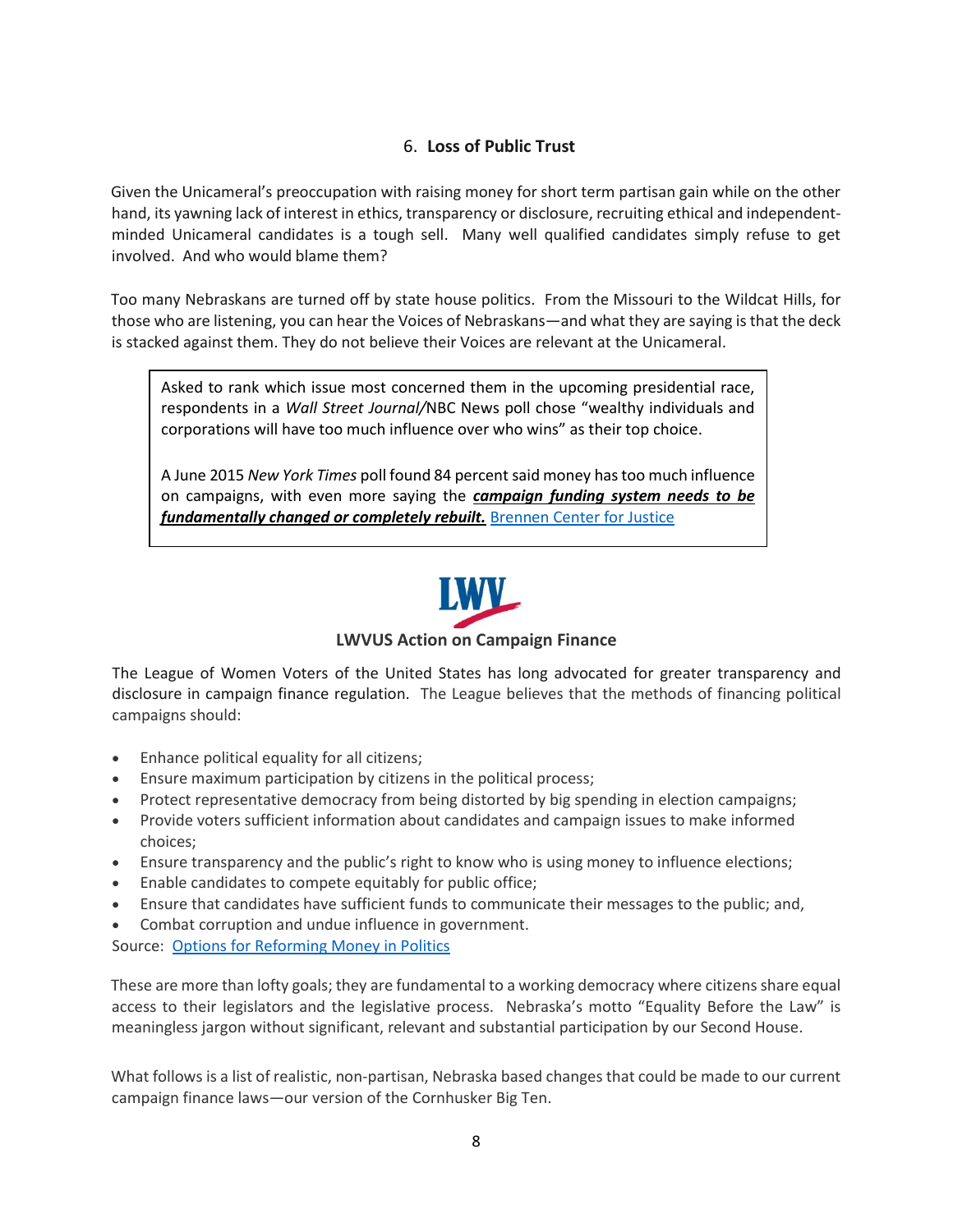## 6. **Loss of Public Trust**

Given the Unicameral's preoccupation with raising money for short term partisan gain while on the other hand, its yawning lack of interest in ethics, transparency or disclosure, recruiting ethical and independent-minded Unicameral candidates is a tough sell. Many well qualified candidates simply refuse to get involved. And who would blame them?

Too many Nebraskans are turned off by state house politics. From the Missouri to the Wildcat Hills, for those who are listening, you can hear the Voices of Nebraskans—and what they are saying is that the deck is stacked against them. They do not believe their Voices are relevant at the Unicameral.

> Asked to rank which issue most concerned them in the upcoming presidential race, respondents in a *Wall Street Journal/*NBC News poll chose "wealthy individuals and corporations will have too much influence over who wins" as their top choice.
>
> A June 2015 *New York Times* poll found 84 percent said money has too much influence on campaigns, with even more saying the ***campaign funding system needs to be fundamentally changed or completely rebuilt.*** Brennen Center for Justice

LWV

### LWVUS Action on Campaign Finance

The League of Women Voters of the United States has long advocated for greater transparency and disclosure in campaign finance regulation. The League believes that the methods of financing political campaigns should:

- Enhance political equality for all citizens;
- Ensure maximum participation by citizens in the political process;
- Protect representative democracy from being distorted by big spending in election campaigns;
- Provide voters sufficient information about candidates and campaign issues to make informed choices;
- Ensure transparency and the public's right to know who is using money to influence elections;
- Enable candidates to compete equitably for public office;
- Ensure that candidates have sufficient funds to communicate their messages to the public; and,
- Combat corruption and undue influence in government.

Source: Options for Reforming Money in Politics

These are more than lofty goals; they are fundamental to a working democracy where citizens share equal access to their legislators and the legislative process. Nebraska's motto "Equality Before the Law" is meaningless jargon without significant, relevant and substantial participation by our Second House.

What follows is a list of realistic, non-partisan, Nebraska based changes that could be made to our current campaign finance laws—our version of the Cornhusker Big Ten.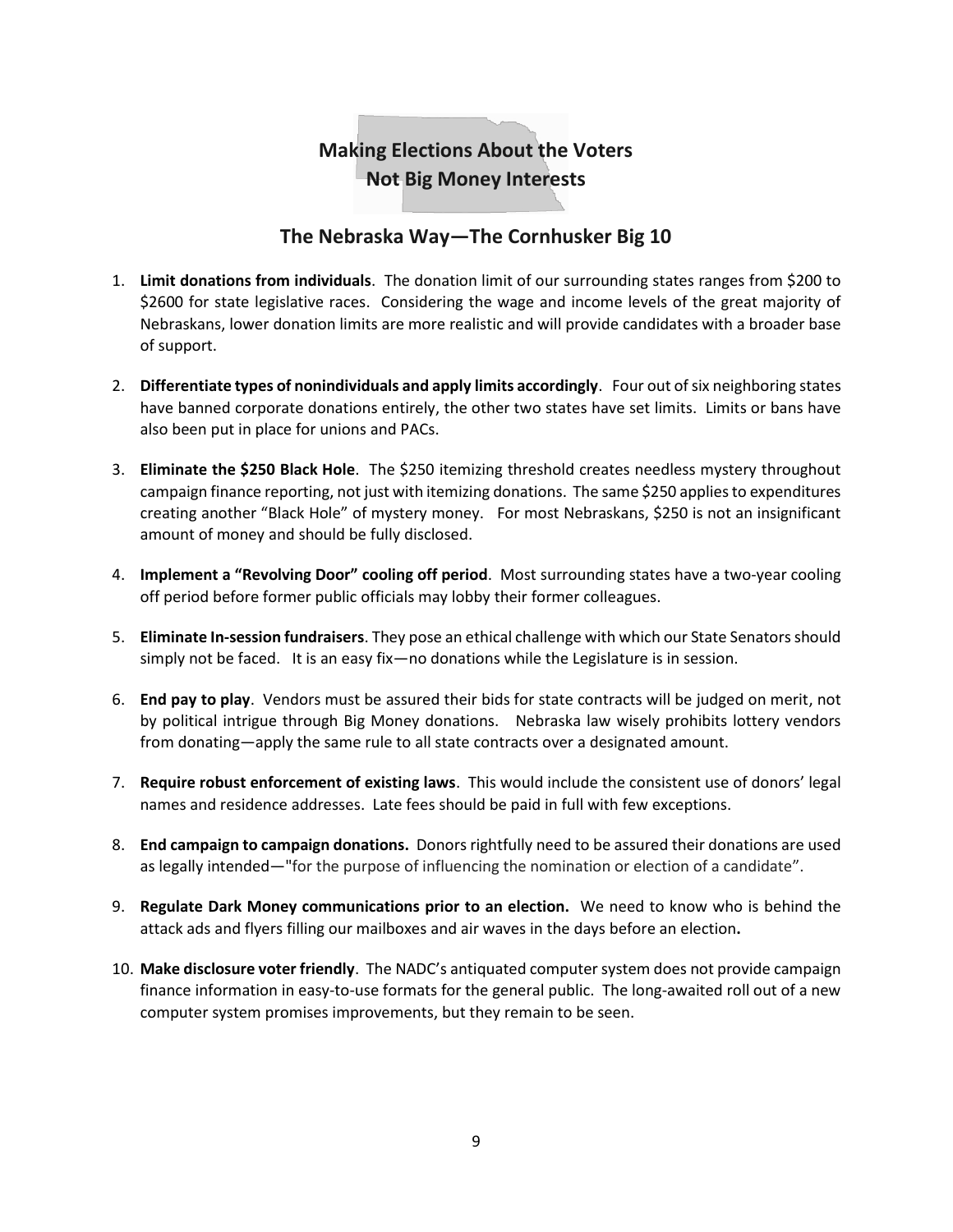# Making Elections About the Voters
# Not Big Money Interests

## The Nebraska Way—The Cornhusker Big 10

1. **Limit donations from individuals**. The donation limit of our surrounding states ranges from $200 to $2600 for state legislative races. Considering the wage and income levels of the great majority of Nebraskans, lower donation limits are more realistic and will provide candidates with a broader base of support.

2. **Differentiate types of nonindividuals and apply limits accordingly**. Four out of six neighboring states have banned corporate donations entirely, the other two states have set limits. Limits or bans have also been put in place for unions and PACs.

3. **Eliminate the $250 Black Hole**. The $250 itemizing threshold creates needless mystery throughout campaign finance reporting, not just with itemizing donations. The same $250 applies to expenditures creating another "Black Hole" of mystery money. For most Nebraskans, $250 is not an insignificant amount of money and should be fully disclosed.

4. **Implement a "Revolving Door" cooling off period**. Most surrounding states have a two-year cooling off period before former public officials may lobby their former colleagues.

5. **Eliminate In-session fundraisers**. They pose an ethical challenge with which our State Senators should simply not be faced. It is an easy fix—no donations while the Legislature is in session.

6. **End pay to play**. Vendors must be assured their bids for state contracts will be judged on merit, not by political intrigue through Big Money donations. Nebraska law wisely prohibits lottery vendors from donating—apply the same rule to all state contracts over a designated amount.

7. **Require robust enforcement of existing laws**. This would include the consistent use of donors' legal names and residence addresses. Late fees should be paid in full with few exceptions.

8. **End campaign to campaign donations.** Donors rightfully need to be assured their donations are used as legally intended—"for the purpose of influencing the nomination or election of a candidate".

9. **Regulate Dark Money communications prior to an election.** We need to know who is behind the attack ads and flyers filling our mailboxes and air waves in the days before an election**.**

10. **Make disclosure voter friendly**. The NADC's antiquated computer system does not provide campaign finance information in easy-to-use formats for the general public. The long-awaited roll out of a new computer system promises improvements, but they remain to be seen.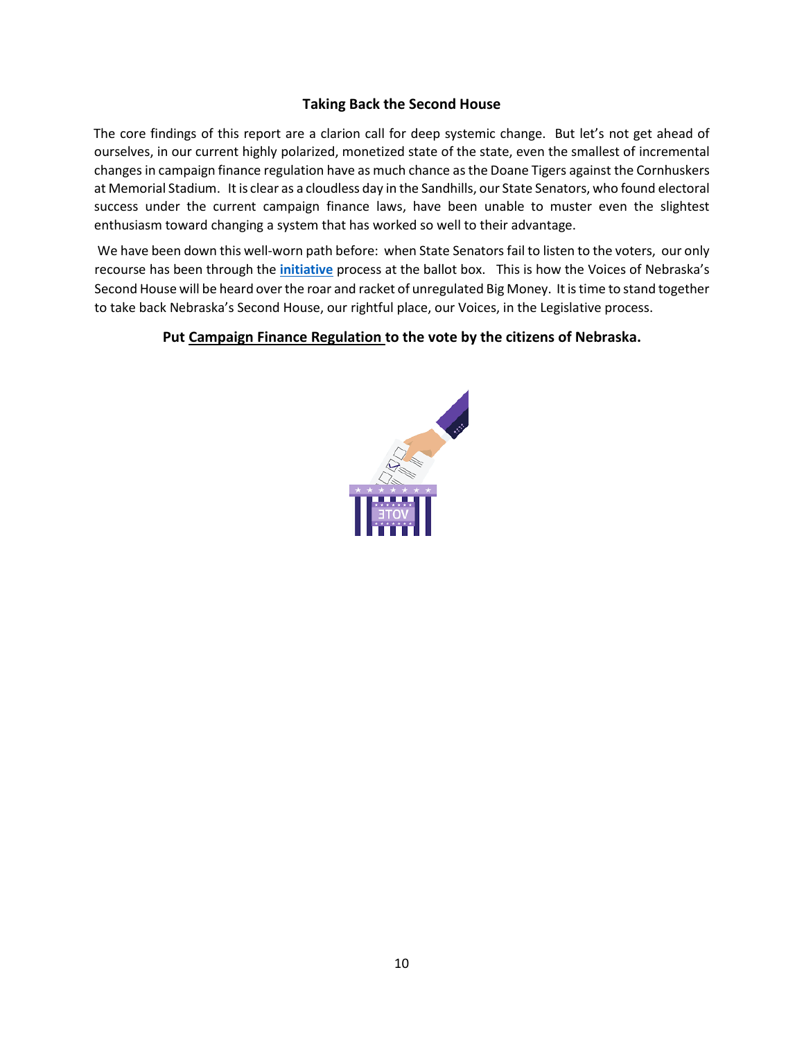### Taking Back the Second House

The core findings of this report are a clarion call for deep systemic change. But let's not get ahead of ourselves, in our current highly polarized, monetized state of the state, even the smallest of incremental changes in campaign finance regulation have as much chance as the Doane Tigers against the Cornhuskers at Memorial Stadium. It is clear as a cloudless day in the Sandhills, our State Senators, who found electoral success under the current campaign finance laws, have been unable to muster even the slightest enthusiasm toward changing a system that has worked so well to their advantage.

We have been down this well-worn path before: when State Senators fail to listen to the voters, our only recourse has been through the **initiative** process at the ballot box. This is how the Voices of Nebraska's Second House will be heard over the roar and racket of unregulated Big Money. It is time to stand together to take back Nebraska's Second House, our rightful place, our Voices, in the Legislative process.

**Put Campaign Finance Regulation to the vote by the citizens of Nebraska.**